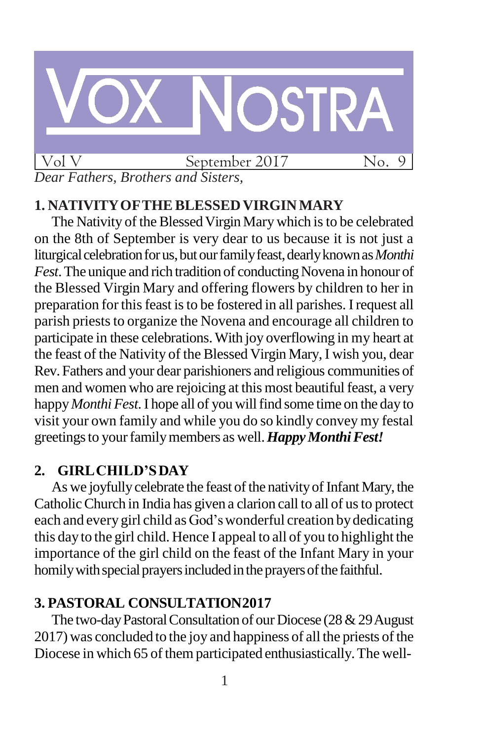# VOX NOSTRA

Vol V | September 2017 | No. 9

*Dear Fathers, Brothers and Sisters,*

## 1. NATIVITY OF THE BLESSED VIRGIN MARY

The Nativity of the Blessed Virgin Mary which is to be celebrated on the 8th of September is very dear to us because it is not just a liturgical celebration for us, but our family feast, dearly known as *Monthi Fest*. The unique and rich tradition of conducting Novena in honour of the Blessed Virgin Mary and offering flowers by children to her in preparation for this feast is to be fostered in all parishes. I request all parish priests to organize the Novena and encourage all children to participate in these celebrations. With joy overflowing in my heart at the feast of the Nativity of the Blessed Virgin Mary, I wish you, dear Rev. Fathers and your dear parishioners and religious communities of men and women who are rejoicing at this most beautiful feast, a very happy *Monthi Fest*. I hope all of you will find some time on the day to visit your own family and while you do so kindly convey my festal greetings to your family members as well. ***Happy Monthi Fest!***

## 2. GIRL CHILD'S DAY

As we joyfully celebrate the feast of the nativity of Infant Mary, the Catholic Church in India has given a clarion call to all of us to protect each and every girl child as God's wonderful creation by dedicating this day to the girl child. Hence I appeal to all of you to highlight the importance of the girl child on the feast of the Infant Mary in your homily with special prayers included in the prayers of the faithful.

## 3. PASTORAL CONSULTATION 2017

The two-day Pastoral Consultation of our Diocese (28 & 29 August 2017) was concluded to the joy and happiness of all the priests of the Diocese in which 65 of them participated enthusiastically. The well-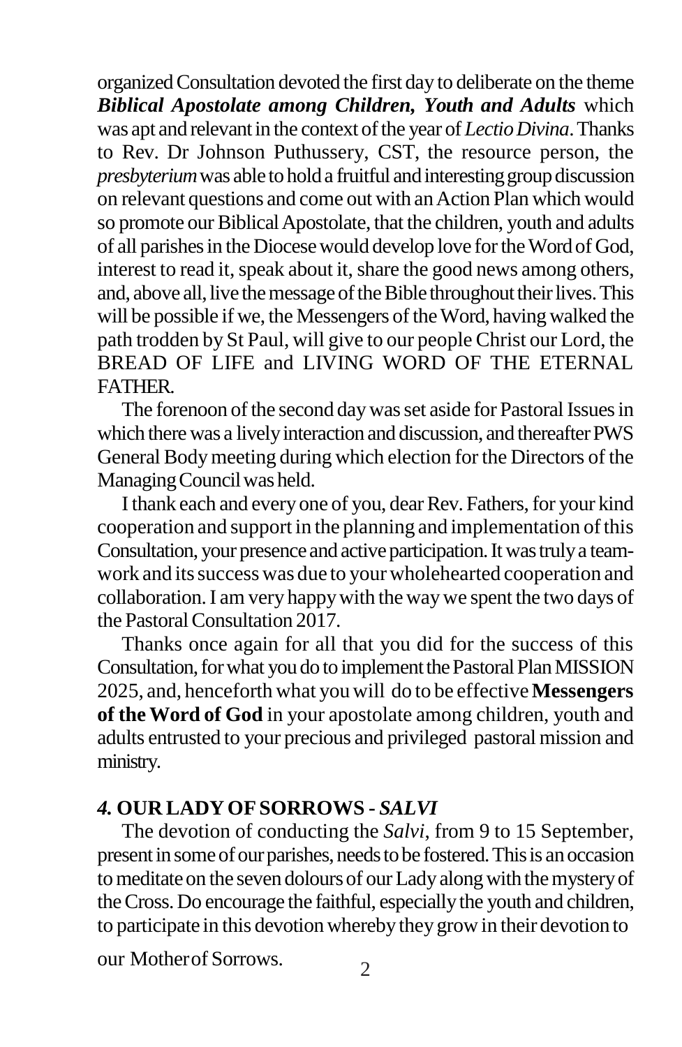organized Consultation devoted the first day to deliberate on the theme ***Biblical Apostolate among Children, Youth and Adults*** which was apt and relevant in the context of the year of *Lectio Divina*. Thanks to Rev. Dr Johnson Puthussery, CST, the resource person, the *presbyterium* was able to hold a fruitful and interesting group discussion on relevant questions and come out with an Action Plan which would so promote our Biblical Apostolate, that the children, youth and adults of all parishes in the Diocese would develop love for the Word of God, interest to read it, speak about it, share the good news among others, and, above all, live the message of the Bible throughout their lives. This will be possible if we, the Messengers of the Word, having walked the path trodden by St Paul, will give to our people Christ our Lord, the BREAD OF LIFE and LIVING WORD OF THE ETERNAL FATHER.

The forenoon of the second day was set aside for Pastoral Issues in which there was a lively interaction and discussion, and thereafter PWS General Body meeting during which election for the Directors of the Managing Council was held.

I thank each and every one of you, dear Rev. Fathers, for your kind cooperation and support in the planning and implementation of this Consultation, your presence and active participation. It was truly a team-work and its success was due to your wholehearted cooperation and collaboration. I am very happy with the way we spent the two days of the Pastoral Consultation 2017.

Thanks once again for all that you did for the success of this Consultation, for what you do to implement the Pastoral Plan MISSION 2025, and, henceforth what you will do to be effective **Messengers of the Word of God** in your apostolate among children, youth and adults entrusted to your precious and privileged pastoral mission and ministry.

## *4.* OUR LADY OF SORROWS - *SALVI*

The devotion of conducting the *Salvi*, from 9 to 15 September, present in some of our parishes, needs to be fostered. This is an occasion to meditate on the seven dolours of our Lady along with the mystery of the Cross. Do encourage the faithful, especially the youth and children, to participate in this devotion whereby they grow in their devotion to our Mother of Sorrows.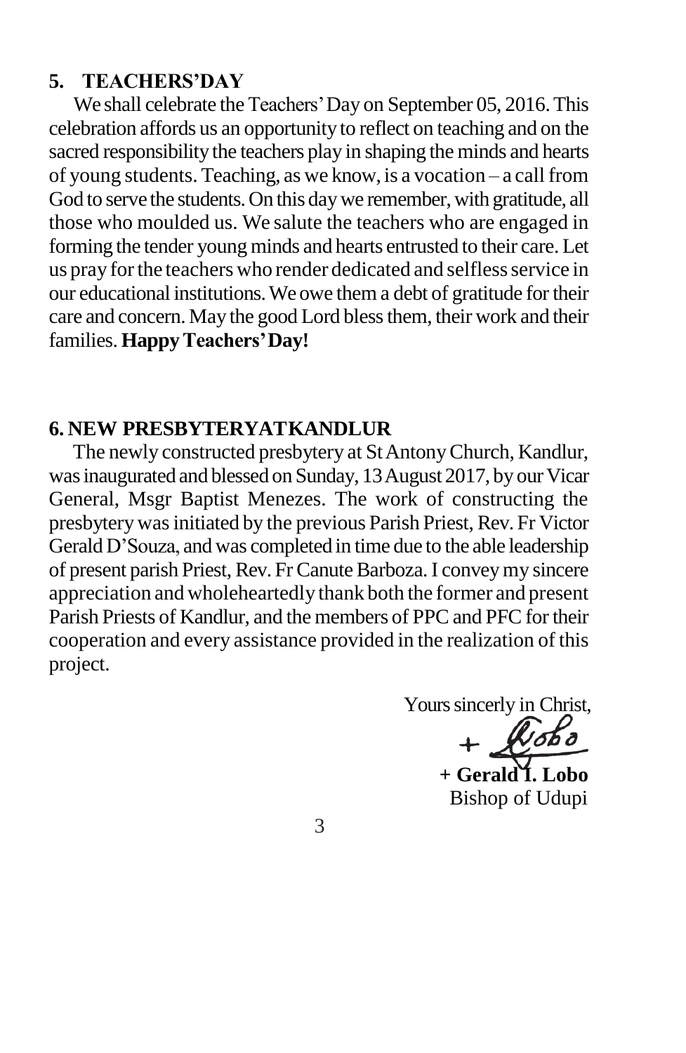## 5. TEACHERS'DAY

We shall celebrate the Teachers' Day on September 05, 2016. This celebration affords us an opportunity to reflect on teaching and on the sacred responsibility the teachers play in shaping the minds and hearts of young students. Teaching, as we know, is a vocation – a call from God to serve the students. On this day we remember, with gratitude, all those who moulded us. We salute the teachers who are engaged in forming the tender young minds and hearts entrusted to their care. Let us pray for the teachers who render dedicated and selfless service in our educational institutions. We owe them a debt of gratitude for their care and concern. May the good Lord bless them, their work and their families. **Happy Teachers' Day!**

## 6. NEW PRESBYTERYATKANDLUR

The newly constructed presbytery at St Antony Church, Kandlur, was inaugurated and blessed on Sunday, 13 August 2017, by our Vicar General, Msgr Baptist Menezes. The work of constructing the presbytery was initiated by the previous Parish Priest, Rev. Fr Victor Gerald D'Souza, and was completed in time due to the able leadership of present parish Priest, Rev. Fr Canute Barboza. I convey my sincere appreciation and wholeheartedly thank both the former and present Parish Priests of Kandlur, and the members of PPC and PFC for their cooperation and every assistance provided in the realization of this project.

Yours sincerly in Christ,

+ Lobo

**+ Gerald I. Lobo**
Bishop of Udupi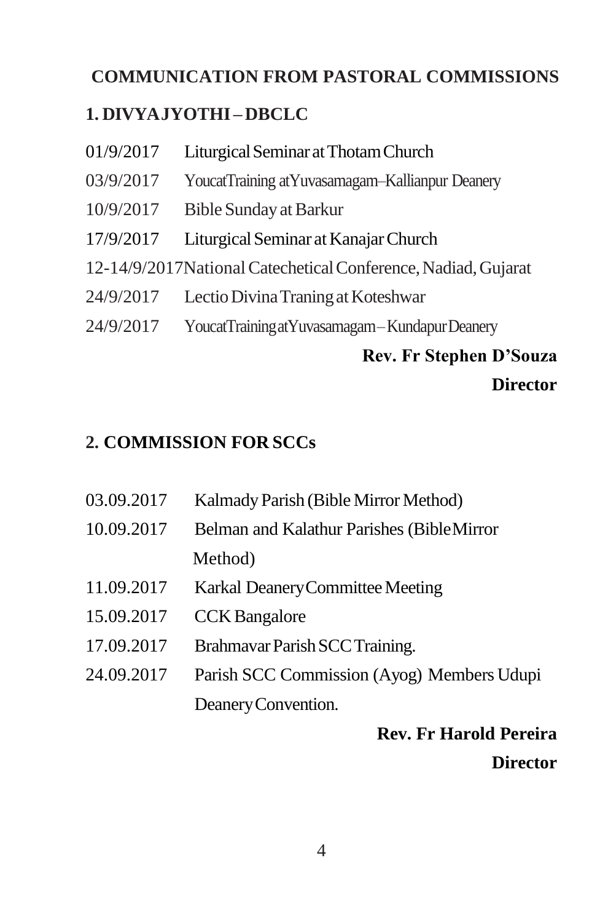## COMMUNICATION FROM PASTORAL COMMISSIONS

### 1. DIVYAJYOTHI – DBCLC

01/9/2017 Liturgical Seminar at Thotam Church

03/9/2017 Youcat Training at Yuvasamagam – Kallianpur Deanery

10/9/2017 Bible Sunday at Barkur

17/9/2017 Liturgical Seminar at Kanajar Church

12-14/9/2017 National Catechetical Conference, Nadiad, Gujarat

24/9/2017 Lectio Divina Traning at Koteshwar

24/9/2017 Youcat Training at Yuvasamagam – Kundapur Deanery

**Rev. Fr Stephen D'Souza**
**Director**

### 2. COMMISSION FOR SCCs

03.09.2017 Kalmady Parish (Bible Mirror Method)

10.09.2017 Belman and Kalathur Parishes (Bible Mirror Method)

11.09.2017 Karkal Deanery Committee Meeting

15.09.2017 CCK Bangalore

17.09.2017 Brahmavar Parish SCC Training.

24.09.2017 Parish SCC Commission (Ayog) Members Udupi Deanery Convention.

**Rev. Fr Harold Pereira**
**Director**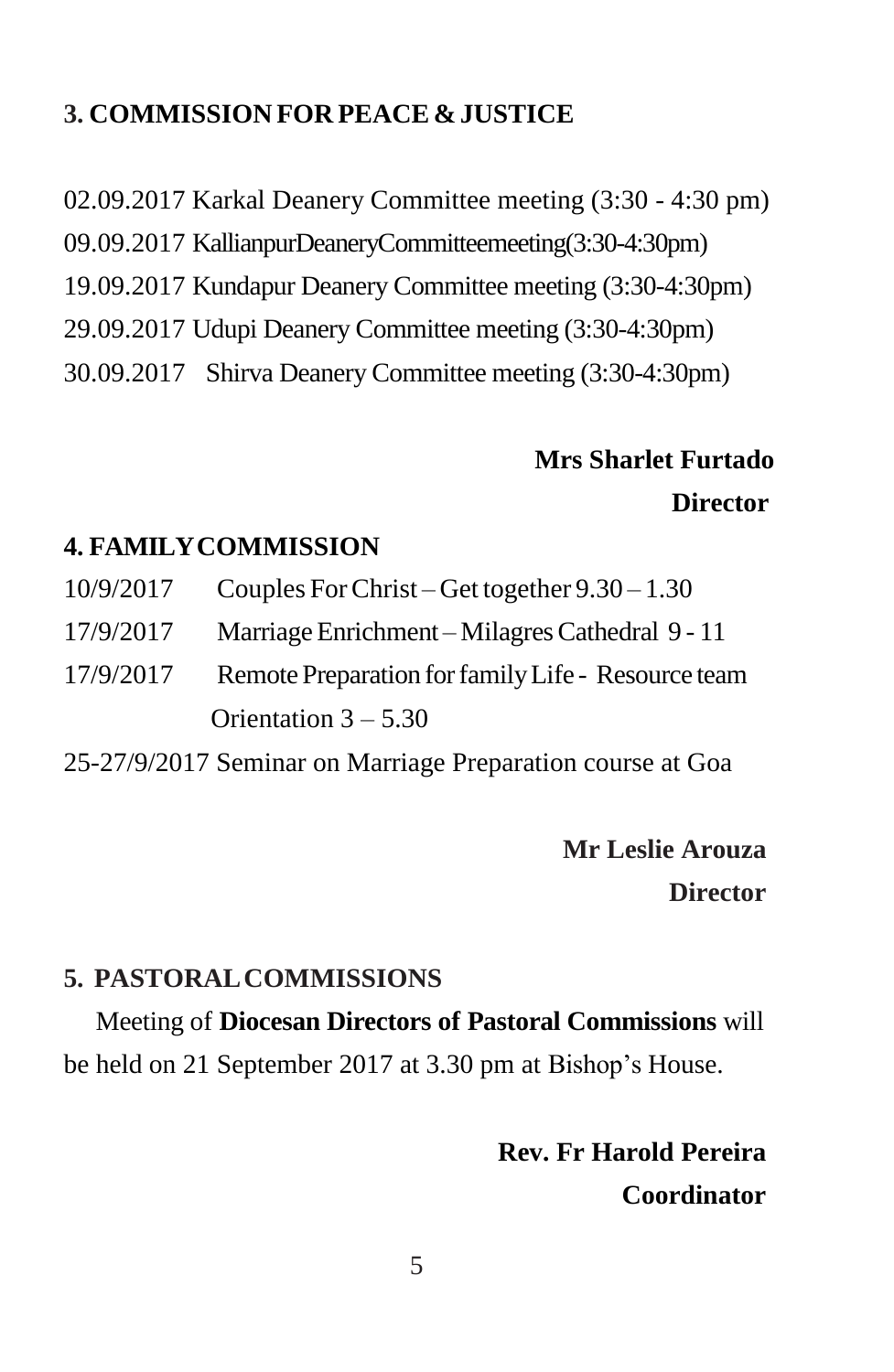### 3. COMMISSION FOR PEACE & JUSTICE

02.09.2017 Karkal Deanery Committee meeting (3:30 - 4:30 pm)
09.09.2017 KallianpurDeaneryCommitteemeeting(3:30-4:30pm)
19.09.2017 Kundapur Deanery Committee meeting (3:30-4:30pm)
29.09.2017 Udupi Deanery Committee meeting (3:30-4:30pm)
30.09.2017 Shirva Deanery Committee meeting (3:30-4:30pm)

**Mrs Sharlet Furtado**
**Director**

### 4. FAMILY COMMISSION

10/9/2017 Couples For Christ – Get together 9.30 – 1.30
17/9/2017 Marriage Enrichment – Milagres Cathedral 9 - 11
17/9/2017 Remote Preparation for family Life - Resource team Orientation 3 – 5.30
25-27/9/2017 Seminar on Marriage Preparation course at Goa

**Mr Leslie Arouza**
**Director**

### 5. PASTORAL COMMISSIONS

Meeting of **Diocesan Directors of Pastoral Commissions** will be held on 21 September 2017 at 3.30 pm at Bishop's House.

**Rev. Fr Harold Pereira**
**Coordinator**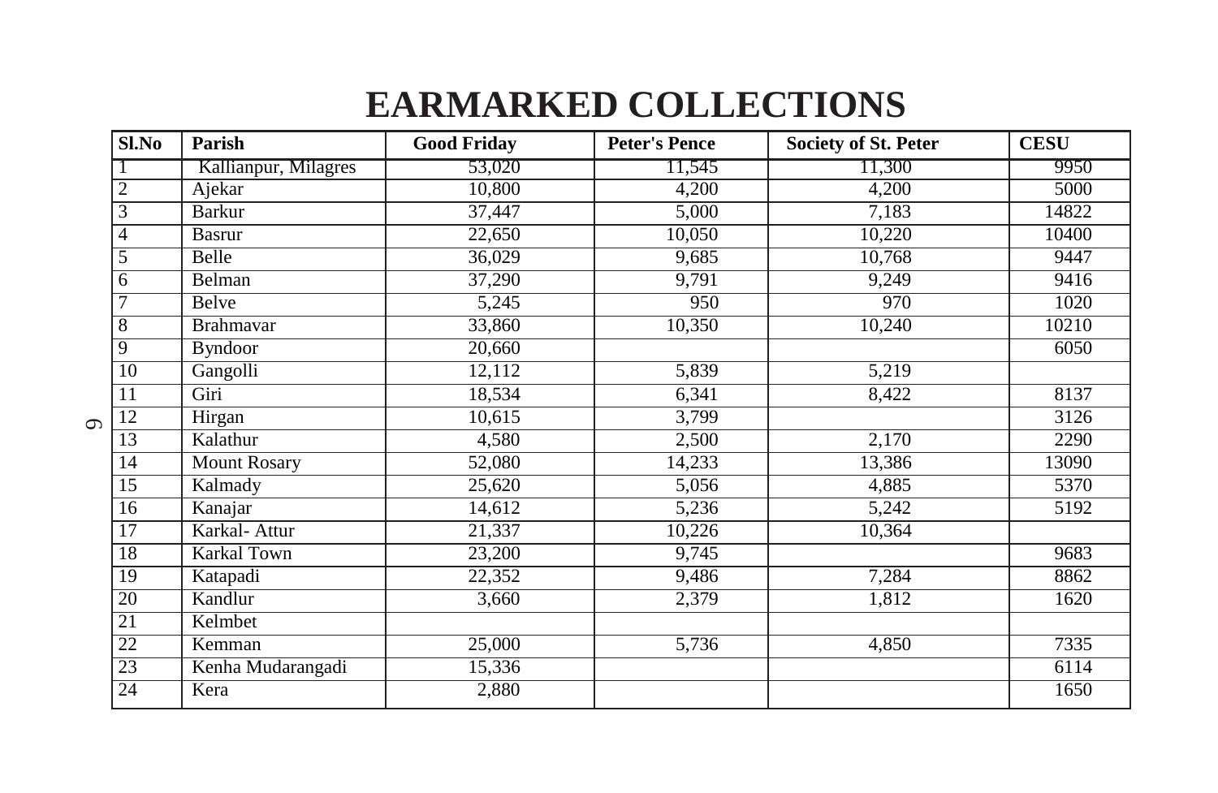# EARMARKED COLLECTIONS

| Sl.No | Parish | Good Friday | Peter's Pence | Society of St. Peter | CESU |
|---|---|---|---|---|---|
| 1 | Kallianpur, Milagres | 53,020 | 11,545 | 11,300 | 9950 |
| 2 | Ajekar | 10,800 | 4,200 | 4,200 | 5000 |
| 3 | Barkur | 37,447 | 5,000 | 7,183 | 14822 |
| 4 | Basrur | 22,650 | 10,050 | 10,220 | 10400 |
| 5 | Belle | 36,029 | 9,685 | 10,768 | 9447 |
| 6 | Belman | 37,290 | 9,791 | 9,249 | 9416 |
| 7 | Belve | 5,245 | 950 | 970 | 1020 |
| 8 | Brahmavar | 33,860 | 10,350 | 10,240 | 10210 |
| 9 | Byndoor | 20,660 | | | 6050 |
| 10 | Gangolli | 12,112 | 5,839 | 5,219 | |
| 11 | Giri | 18,534 | 6,341 | 8,422 | 8137 |
| 12 | Hirgan | 10,615 | 3,799 | | 3126 |
| 13 | Kalathur | 4,580 | 2,500 | 2,170 | 2290 |
| 14 | Mount Rosary | 52,080 | 14,233 | 13,386 | 13090 |
| 15 | Kalmady | 25,620 | 5,056 | 4,885 | 5370 |
| 16 | Kanajar | 14,612 | 5,236 | 5,242 | 5192 |
| 17 | Karkal- Attur | 21,337 | 10,226 | 10,364 | |
| 18 | Karkal Town | 23,200 | 9,745 | | 9683 |
| 19 | Katapadi | 22,352 | 9,486 | 7,284 | 8862 |
| 20 | Kandlur | 3,660 | 2,379 | 1,812 | 1620 |
| 21 | Kelmbet | | | | |
| 22 | Kemman | 25,000 | 5,736 | 4,850 | 7335 |
| 23 | Kenha Mudarangadi | 15,336 | | | 6114 |
| 24 | Kera | 2,880 | | | 1650 |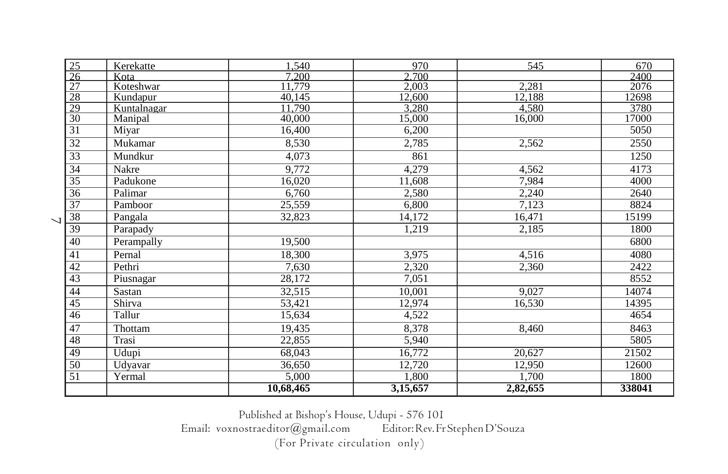| | | | | | |
|---|---|---|---|---|---|
| 25 | Kerekatte | 1,540 | 970 | 545 | 670 |
| 26 | Kota | 7,200 | 2,700 | | 2400 |
| 27 | Koteshwar | 11,779 | 2,003 | 2,281 | 2076 |
| 28 | Kundapur | 40,145 | 12,600 | 12,188 | 12698 |
| 29 | Kuntalnagar | 11,790 | 3,280 | 4,580 | 3780 |
| 30 | Manipal | 40,000 | 15,000 | 16,000 | 17000 |
| 31 | Miyar | 16,400 | 6,200 | | 5050 |
| 32 | Mukamar | 8,530 | 2,785 | 2,562 | 2550 |
| 33 | Mundkur | 4,073 | 861 | | 1250 |
| 34 | Nakre | 9,772 | 4,279 | 4,562 | 4173 |
| 35 | Padukone | 16,020 | 11,608 | 7,984 | 4000 |
| 36 | Palimar | 6,760 | 2,580 | 2,240 | 2640 |
| 37 | Pamboor | 25,559 | 6,800 | 7,123 | 8824 |
| 38 | Pangala | 32,823 | 14,172 | 16,471 | 15199 |
| 39 | Parapady | | 1,219 | 2,185 | 1800 |
| 40 | Perampally | 19,500 | | | 6800 |
| 41 | Pernal | 18,300 | 3,975 | 4,516 | 4080 |
| 42 | Pethri | 7,630 | 2,320 | 2,360 | 2422 |
| 43 | Piusnagar | 28,172 | 7,051 | | 8552 |
| 44 | Sastan | 32,515 | 10,001 | 9,027 | 14074 |
| 45 | Shirva | 53,421 | 12,974 | 16,530 | 14395 |
| 46 | Tallur | 15,634 | 4,522 | | 4654 |
| 47 | Thottam | 19,435 | 8,378 | 8,460 | 8463 |
| 48 | Trasi | 22,855 | 5,940 | | 5805 |
| 49 | Udupi | 68,043 | 16,772 | 20,627 | 21502 |
| 50 | Udyavar | 36,650 | 12,720 | 12,950 | 12600 |
| 51 | Yermal | 5,000 | 1,800 | 1,700 | 1800 |
| | | **10,68,465** | **3,15,657** | **2,82,655** | **338041** |

Published at Bishop's House, Udupi - 576 101

Email: voxnostraeditor@gmail.com Editor: Rev. Fr Stephen D'Souza

(For Private circulation only)